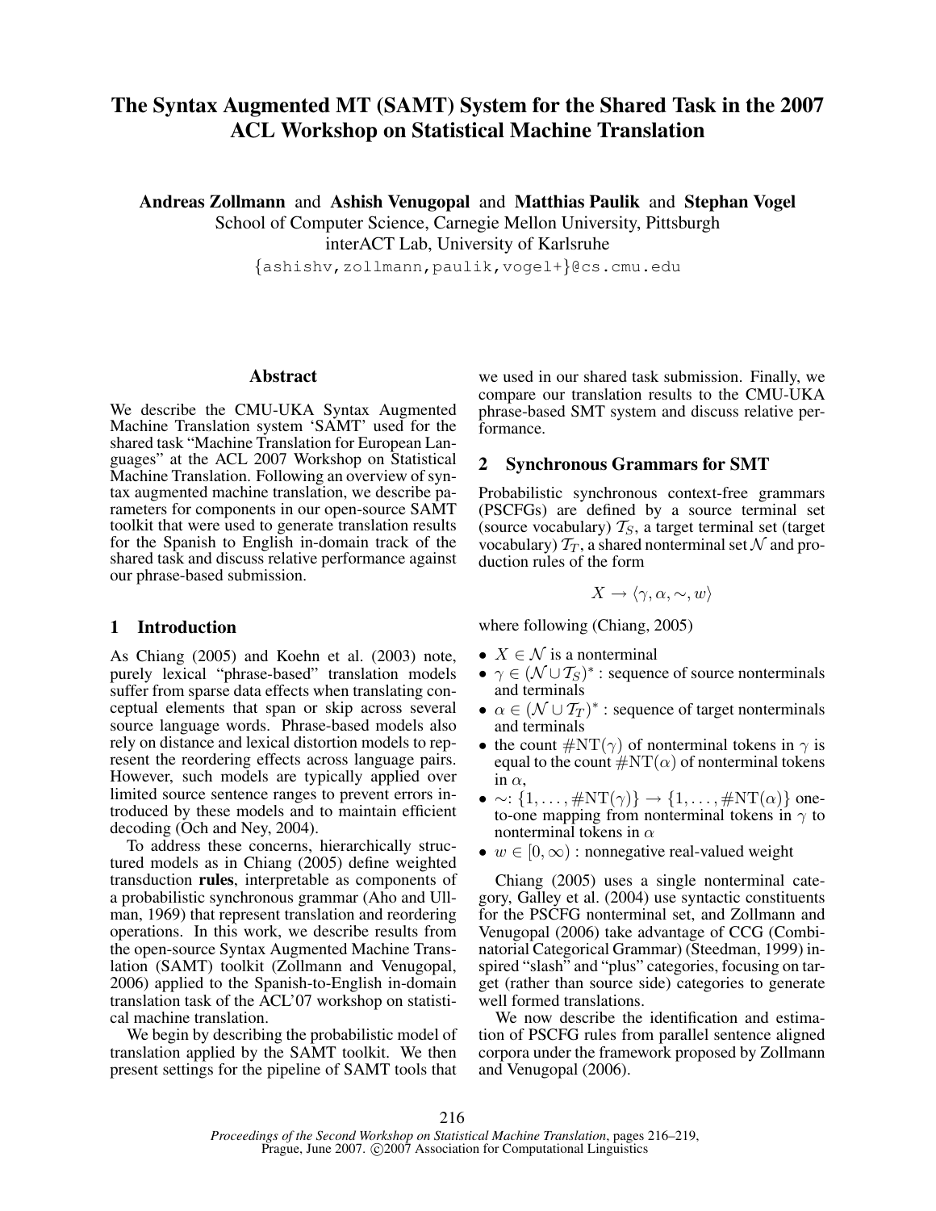# The Syntax Augmented MT (SAMT) System for the Shared Task in the 2007 ACL Workshop on Statistical Machine Translation

**Andreas Zollmann** and **Ashish Venugopal** and **Matthias Paulik** and **Stephan Vogel**
School of Computer Science, Carnegie Mellon University, Pittsburgh
interACT Lab, University of Karlsruhe
{ashishv,zollmann,paulik,vogel+}@cs.cmu.edu

## Abstract

We describe the CMU-UKA Syntax Augmented Machine Translation system 'SAMT' used for the shared task "Machine Translation for European Languages" at the ACL 2007 Workshop on Statistical Machine Translation. Following an overview of syntax augmented machine translation, we describe parameters for components in our open-source SAMT toolkit that were used to generate translation results for the Spanish to English in-domain track of the shared task and discuss relative performance against our phrase-based submission.

## 1 Introduction

As Chiang (2005) and Koehn et al. (2003) note, purely lexical "phrase-based" translation models suffer from sparse data effects when translating conceptual elements that span or skip across several source language words. Phrase-based models also rely on distance and lexical distortion models to represent the reordering effects across language pairs. However, such models are typically applied over limited source sentence ranges to prevent errors introduced by these models and to maintain efficient decoding (Och and Ney, 2004).

To address these concerns, hierarchically structured models as in Chiang (2005) define weighted transduction **rules**, interpretable as components of a probabilistic synchronous grammar (Aho and Ullman, 1969) that represent translation and reordering operations. In this work, we describe results from the open-source Syntax Augmented Machine Translation (SAMT) toolkit (Zollmann and Venugopal, 2006) applied to the Spanish-to-English in-domain translation task of the ACL'07 workshop on statistical machine translation.

We begin by describing the probabilistic model of translation applied by the SAMT toolkit. We then present settings for the pipeline of SAMT tools that we used in our shared task submission. Finally, we compare our translation results to the CMU-UKA phrase-based SMT system and discuss relative performance.

## 2 Synchronous Grammars for SMT

Probabilistic synchronous context-free grammars (PSCFGs) are defined by a source terminal set (source vocabulary) $\mathcal{T}_S$, a target terminal set (target vocabulary) $\mathcal{T}_T$, a shared nonterminal set $\mathcal{N}$ and production rules of the form

$$X \rightarrow \langle \gamma, \alpha, \sim, w \rangle$$

where following (Chiang, 2005)

- $X \in \mathcal{N}$ is a nonterminal
- $\gamma \in (\mathcal{N} \cup \mathcal{T}_S)^*$ : sequence of source nonterminals and terminals
- $\alpha \in (\mathcal{N} \cup \mathcal{T}_T)^*$ : sequence of target nonterminals and terminals
- the count $\#\mathrm{NT}(\gamma)$ of nonterminal tokens in $\gamma$ is equal to the count $\#\mathrm{NT}(\alpha)$ of nonterminal tokens in $\alpha$,
- $\sim$: $\{1, \ldots, \#\mathrm{NT}(\gamma)\} \rightarrow \{1, \ldots, \#\mathrm{NT}(\alpha)\}$ one-to-one mapping from nonterminal tokens in $\gamma$ to nonterminal tokens in $\alpha$
- $w \in [0, \infty)$ : nonnegative real-valued weight

Chiang (2005) uses a single nonterminal category, Galley et al. (2004) use syntactic constituents for the PSCFG nonterminal set, and Zollmann and Venugopal (2006) take advantage of CCG (Combinatorial Categorical Grammar) (Steedman, 1999) inspired "slash" and "plus" categories, focusing on target (rather than source side) categories to generate well formed translations.

We now describe the identification and estimation of PSCFG rules from parallel sentence aligned corpora under the framework proposed by Zollmann and Venugopal (2006).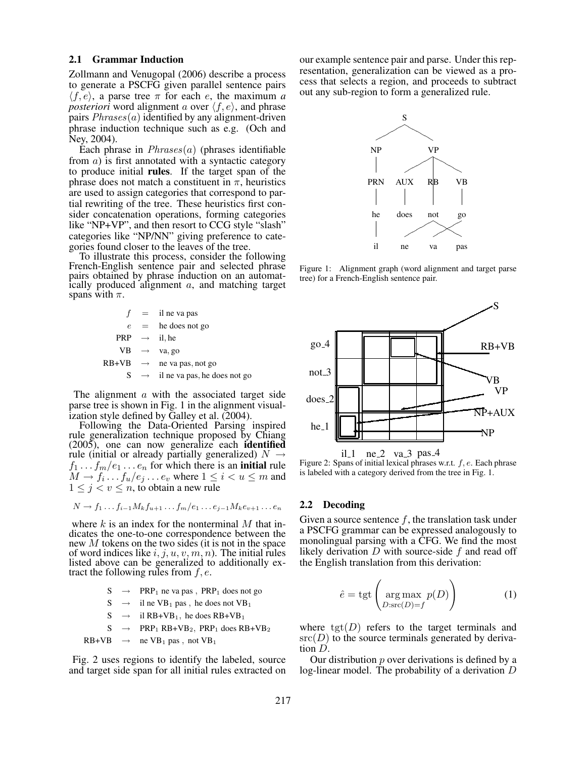### 2.1 Grammar Induction

Zollmann and Venugopal (2006) describe a process to generate a PSCFG given parallel sentence pairs $\langle f, e \rangle$, a parse tree $\pi$ for each $e$, the maximum *a posteriori* word alignment $a$ over $\langle f, e \rangle$, and phrase pairs $Phrases(a)$ identified by any alignment-driven phrase induction technique such as e.g. (Och and Ney, 2004).

Each phrase in $Phrases(a)$ (phrases identifiable from $a$) is first annotated with a syntactic category to produce initial **rules**. If the target span of the phrase does not match a constituent in $\pi$, heuristics are used to assign categories that correspond to partial rewriting of the tree. These heuristics first consider concatenation operations, forming categories like "NP+VP", and then resort to CCG style "slash" categories like "NP/NN" giving preference to categories found closer to the leaves of the tree.

To illustrate this process, consider the following French-English sentence pair and selected phrase pairs obtained by phrase induction on an automatically produced alignment $a$, and matching target spans with $\pi$.

$$
\begin{aligned}
f &= \text{il ne va pas} \\
e &= \text{he does not go} \\
\text{PRP} &\rightarrow \text{il, he} \\
\text{VB} &\rightarrow \text{va, go} \\
\text{RB+VB} &\rightarrow \text{ne va pas, not go} \\
\text{S} &\rightarrow \text{il ne va pas, he does not go}
\end{aligned}
$$

The alignment $a$ with the associated target side parse tree is shown in Fig. 1 in the alignment visualization style defined by Galley et al. (2004).

Following the Data-Oriented Parsing inspired rule generalization technique proposed by Chiang (2005), one can now generalize each **identified** rule (initial or already partially generalized) $N \rightarrow f_1 \dots f_m / e_1 \dots e_n$ for which there is an **initial** rule $M \rightarrow f_i \dots f_u / e_j \dots e_v$ where $1 \leq i < u \leq m$ and $1 \leq j < v \leq n$, to obtain a new rule

$$N \rightarrow f_1 \dots f_{i-1} M_k f_{u+1} \dots f_m / e_1 \dots e_{j-1} M_k e_{v+1} \dots e_n$$

where $k$ is an index for the nonterminal $M$ that indicates the one-to-one correspondence between the new $M$ tokens on the two sides (it is not in the space of word indices like $i, j, u, v, m, n$). The initial rules listed above can be generalized to additionally extract the following rules from $f, e$.

$$
\begin{aligned}
\text{S} &\rightarrow \text{PRP}_1 \text{ ne va pas , PRP}_1 \text{ does not go} \\
\text{S} &\rightarrow \text{il ne VB}_1 \text{ pas , he does not VB}_1 \\
\text{S} &\rightarrow \text{il RB+VB}_1\text{, he does RB+VB}_1 \\
\text{S} &\rightarrow \text{PRP}_1 \text{ RB+VB}_2\text{, PRP}_1 \text{ does RB+VB}_2 \\
\text{RB+VB} &\rightarrow \text{ne VB}_1 \text{ pas , not VB}_1
\end{aligned}
$$

Fig. 2 uses regions to identify the labeled, source and target side span for all initial rules extracted on our example sentence pair and parse. Under this representation, generalization can be viewed as a process that selects a region, and proceeds to subtract out any sub-region to form a generalized rule.

Figure 1: Alignment graph (word alignment and target parse tree) for a French-English sentence pair.

Figure 2: Spans of initial lexical phrases w.r.t. $f, e$. Each phrase is labeled with a category derived from the tree in Fig. 1.

### 2.2 Decoding

Given a source sentence $f$, the translation task under a PSCFG grammar can be expressed analogously to monolingual parsing with a CFG. We find the most likely derivation $D$ with source-side $f$ and read off the English translation from this derivation:

$$\hat{e} = \text{tgt}\left( \underset{D:\text{src}(D)=f}{\arg\max}\ p(D) \right) \tag{1}$$

where $\text{tgt}(D)$ refers to the target terminals and $\text{src}(D)$ to the source terminals generated by derivation $D$.

Our distribution $p$ over derivations is defined by a log-linear model. The probability of a derivation $D$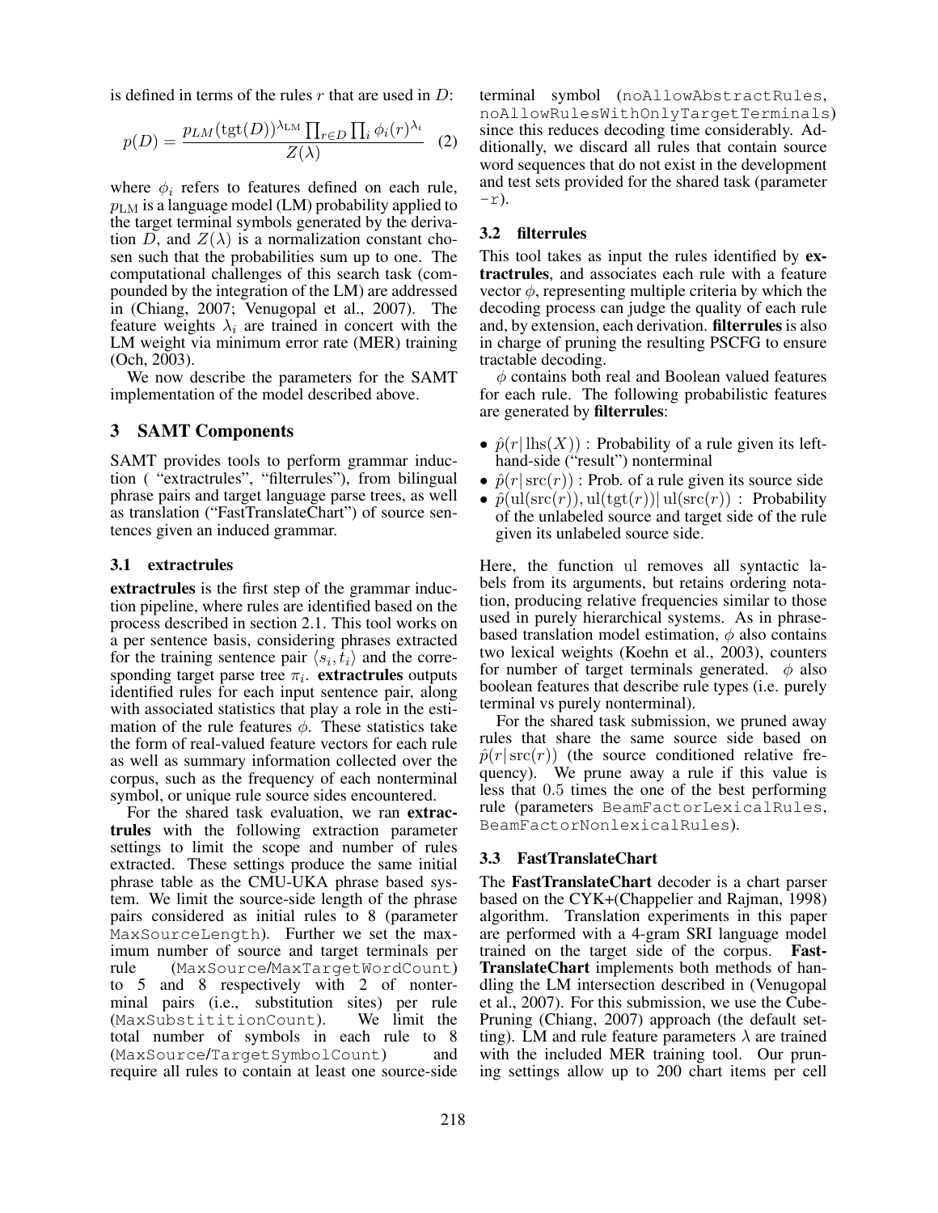is defined in terms of the rules $r$ that are used in $D$:

$$p(D) = \frac{p_{LM}(\text{tgt}(D))^{\lambda_{\text{LM}}} \prod_{r \in D} \prod_i \phi_i(r)^{\lambda_i}}{Z(\lambda)} \quad (2)$$

where $\phi_i$ refers to features defined on each rule, $p_{\text{LM}}$ is a language model (LM) probability applied to the target terminal symbols generated by the derivation $D$, and $Z(\lambda)$ is a normalization constant chosen such that the probabilities sum up to one. The computational challenges of this search task (compounded by the integration of the LM) are addressed in (Chiang, 2007; Venugopal et al., 2007). The feature weights $\lambda_i$ are trained in concert with the LM weight via minimum error rate (MER) training (Och, 2003).

We now describe the parameters for the SAMT implementation of the model described above.

## 3 SAMT Components

SAMT provides tools to perform grammar induction ( "extractrules", "filterrules"), from bilingual phrase pairs and target language parse trees, as well as translation ("FastTranslateChart") of source sentences given an induced grammar.

### 3.1 extractrules

**extractrules** is the first step of the grammar induction pipeline, where rules are identified based on the process described in section 2.1. This tool works on a per sentence basis, considering phrases extracted for the training sentence pair $\langle s_i, t_i \rangle$ and the corresponding target parse tree $\pi_i$. **extractrules** outputs identified rules for each input sentence pair, along with associated statistics that play a role in the estimation of the rule features $\phi$. These statistics take the form of real-valued feature vectors for each rule as well as summary information collected over the corpus, such as the frequency of each nonterminal symbol, or unique rule source sides encountered.

For the shared task evaluation, we ran **extractrules** with the following extraction parameter settings to limit the scope and number of rules extracted. These settings produce the same initial phrase table as the CMU-UKA phrase based system. We limit the source-side length of the phrase pairs considered as initial rules to 8 (parameter `MaxSourceLength`). Further we set the maximum number of source and target terminals per rule (`MaxSource`/`MaxTargetWordCount`) to 5 and 8 respectively with 2 of nonterminal pairs (i.e., substitution sites) per rule (`MaxSubstititionCount`). We limit the total number of symbols in each rule to 8 (`MaxSource`/`TargetSymbolCount`) and require all rules to contain at least one source-side terminal symbol (`noAllowAbstractRules`, `noAllowRulesWithOnlyTargetTerminals`) since this reduces decoding time considerably. Additionally, we discard all rules that contain source word sequences that do not exist in the development and test sets provided for the shared task (parameter `-r`).

### 3.2 filterrules

This tool takes as input the rules identified by **extractrules**, and associates each rule with a feature vector $\phi$, representing multiple criteria by which the decoding process can judge the quality of each rule and, by extension, each derivation. **filterrules** is also in charge of pruning the resulting PSCFG to ensure tractable decoding.

$\phi$ contains both real and Boolean valued features for each rule. The following probabilistic features are generated by **filterrules**:

- $\hat{p}(r|\,\text{lhs}(X))$ : Probability of a rule given its left-hand-side ("result") nonterminal
- $\hat{p}(r|\,\text{src}(r))$ : Prob. of a rule given its source side
- $\hat{p}(\text{ul}(\text{src}(r)), \text{ul}(\text{tgt}(r))|\,\text{ul}(\text{src}(r))$ : Probability of the unlabeled source and target side of the rule given its unlabeled source side.

Here, the function ul removes all syntactic labels from its arguments, but retains ordering notation, producing relative frequencies similar to those used in purely hierarchical systems. As in phrase-based translation model estimation, $\phi$ also contains two lexical weights (Koehn et al., 2003), counters for number of target terminals generated. $\phi$ also boolean features that describe rule types (i.e. purely terminal vs purely nonterminal).

For the shared task submission, we pruned away rules that share the same source side based on $\hat{p}(r|\,\text{src}(r))$ (the source conditioned relative frequency). We prune away a rule if this value is less that 0.5 times the one of the best performing rule (parameters `BeamFactorLexicalRules`, `BeamFactorNonlexicalRules`).

### 3.3 FastTranslateChart

The **FastTranslateChart** decoder is a chart parser based on the CYK+(Chappelier and Rajman, 1998) algorithm. Translation experiments in this paper are performed with a 4-gram SRI language model trained on the target side of the corpus. **FastTranslateChart** implements both methods of handling the LM intersection described in (Venugopal et al., 2007). For this submission, we use the Cube-Pruning (Chiang, 2007) approach (the default setting). LM and rule feature parameters $\lambda$ are trained with the included MER training tool. Our pruning settings allow up to 200 chart items per cell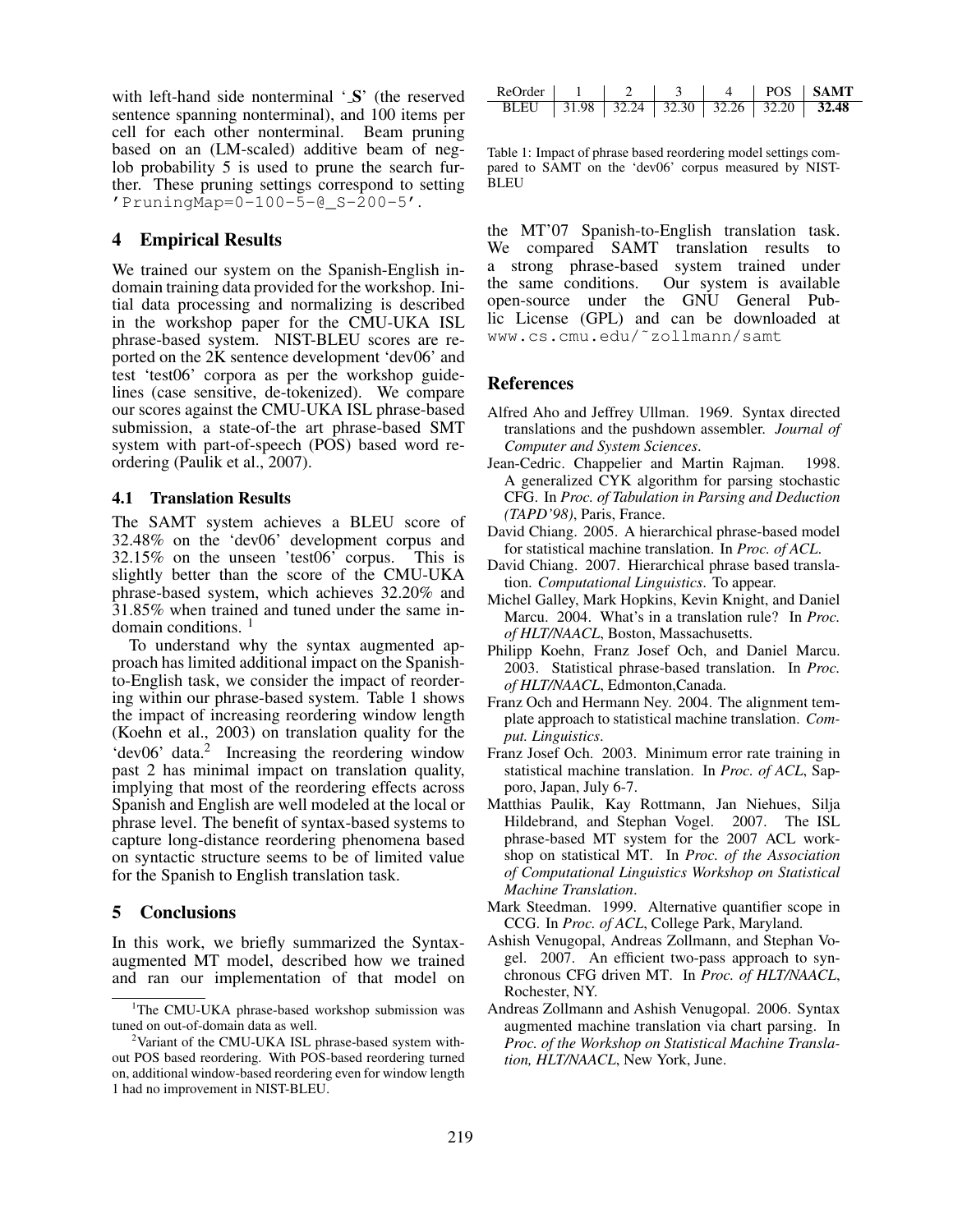with left-hand side nonterminal '_S' (the reserved sentence spanning nonterminal), and 100 items per cell for each other nonterminal. Beam pruning based on an (LM-scaled) additive beam of neglob probability 5 is used to prune the search further. These pruning settings correspond to setting 'PruningMap=0-100-5-@_S-200-5'.

## 4 Empirical Results

We trained our system on the Spanish-English in-domain training data provided for the workshop. Initial data processing and normalizing is described in the workshop paper for the CMU-UKA ISL phrase-based system. NIST-BLEU scores are reported on the 2K sentence development 'dev06' and test 'test06' corpora as per the workshop guidelines (case sensitive, de-tokenized). We compare our scores against the CMU-UKA ISL phrase-based submission, a state-of-the art phrase-based SMT system with part-of-speech (POS) based word reordering (Paulik et al., 2007).

### 4.1 Translation Results

The SAMT system achieves a BLEU score of 32.48% on the 'dev06' development corpus and 32.15% on the unseen 'test06' corpus. This is slightly better than the score of the CMU-UKA phrase-based system, which achieves 32.20% and 31.85% when trained and tuned under the same in-domain conditions. [1]

To understand why the syntax augmented approach has limited additional impact on the Spanish-to-English task, we consider the impact of reordering within our phrase-based system. Table 1 shows the impact of increasing reordering window length (Koehn et al., 2003) on translation quality for the 'dev06' data.[2] Increasing the reordering window past 2 has minimal impact on translation quality, implying that most of the reordering effects across Spanish and English are well modeled at the local or phrase level. The benefit of syntax-based systems to capture long-distance reordering phenomena based on syntactic structure seems to be of limited value for the Spanish to English translation task.

| ReOrder | 1 | 2 | 3 | 4 | POS | **SAMT** |
|---|---|---|---|---|---|---|
| BLEU | 31.98 | 32.24 | 32.30 | 32.26 | 32.20 | **32.48** |

Table 1: Impact of phrase based reordering model settings compared to SAMT on the 'dev06' corpus measured by NIST-BLEU

## 5 Conclusions

In this work, we briefly summarized the Syntax-augmented MT model, described how we trained and ran our implementation of that model on the MT'07 Spanish-to-English translation task. We compared SAMT translation results to a strong phrase-based system trained under the same conditions. Our system is available open-source under the GNU General Public License (GPL) and can be downloaded at www.cs.cmu.edu/~zollmann/samt

[1] The CMU-UKA phrase-based workshop submission was tuned on out-of-domain data as well.

[2] Variant of the CMU-UKA ISL phrase-based system without POS based reordering. With POS-based reordering turned on, additional window-based reordering even for window length 1 had no improvement in NIST-BLEU.

## References

Alfred Aho and Jeffrey Ullman. 1969. Syntax directed translations and the pushdown assembler. *Journal of Computer and System Sciences*.

Jean-Cedric. Chappelier and Martin Rajman. 1998. A generalized CYK algorithm for parsing stochastic CFG. In *Proc. of Tabulation in Parsing and Deduction (TAPD'98)*, Paris, France.

David Chiang. 2005. A hierarchical phrase-based model for statistical machine translation. In *Proc. of ACL*.

David Chiang. 2007. Hierarchical phrase based translation. *Computational Linguistics*. To appear.

Michel Galley, Mark Hopkins, Kevin Knight, and Daniel Marcu. 2004. What's in a translation rule? In *Proc. of HLT/NAACL*, Boston, Massachusetts.

Philipp Koehn, Franz Josef Och, and Daniel Marcu. 2003. Statistical phrase-based translation. In *Proc. of HLT/NAACL*, Edmonton,Canada.

Franz Och and Hermann Ney. 2004. The alignment template approach to statistical machine translation. *Comput. Linguistics*.

Franz Josef Och. 2003. Minimum error rate training in statistical machine translation. In *Proc. of ACL*, Sapporo, Japan, July 6-7.

Matthias Paulik, Kay Rottmann, Jan Niehues, Silja Hildebrand, and Stephan Vogel. 2007. The ISL phrase-based MT system for the 2007 ACL workshop on statistical MT. In *Proc. of the Association of Computational Linguistics Workshop on Statistical Machine Translation*.

Mark Steedman. 1999. Alternative quantifier scope in CCG. In *Proc. of ACL*, College Park, Maryland.

Ashish Venugopal, Andreas Zollmann, and Stephan Vogel. 2007. An efficient two-pass approach to synchronous CFG driven MT. In *Proc. of HLT/NAACL*, Rochester, NY.

Andreas Zollmann and Ashish Venugopal. 2006. Syntax augmented machine translation via chart parsing. In *Proc. of the Workshop on Statistical Machine Translation, HLT/NAACL*, New York, June.